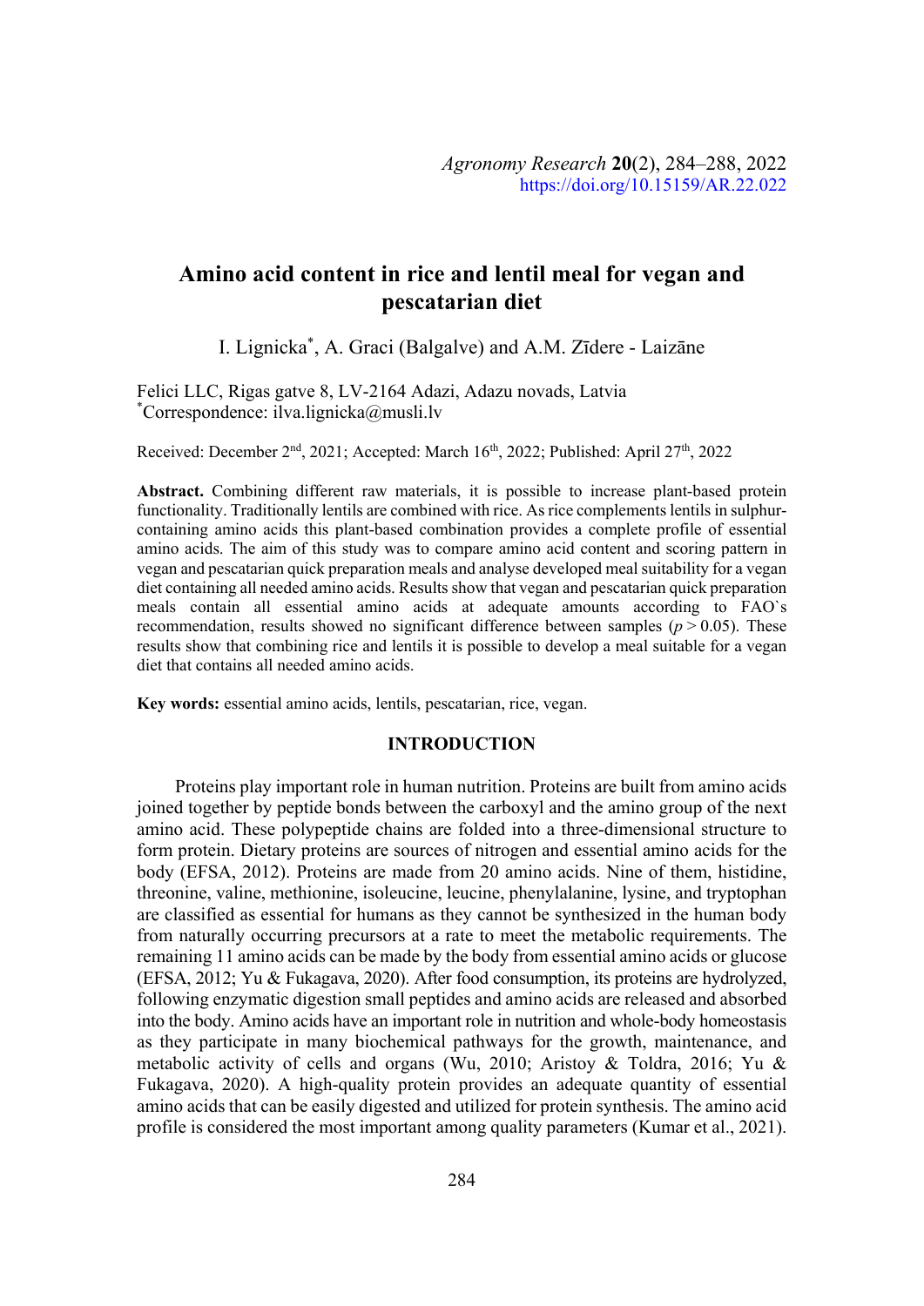# Amino acid content in rice and lentil meal for vegan and pescatarian diet

I. Lignicka*, A. Graci (Balgalve) and A.M. Zīdere - Laizāne

Felici LLC, Rigas gatve 8, LV-2164 Adazi, Adazu novads, Latvia
*Correspondence: ilva.lignicka@musli.lv

Received: December 2nd, 2021; Accepted: March 16th, 2022; Published: April 27th, 2022

**Abstract.** Combining different raw materials, it is possible to increase plant-based protein functionality. Traditionally lentils are combined with rice. As rice complements lentils in sulphur-containing amino acids this plant-based combination provides a complete profile of essential amino acids. The aim of this study was to compare amino acid content and scoring pattern in vegan and pescatarian quick preparation meals and analyse developed meal suitability for a vegan diet containing all needed amino acids. Results show that vegan and pescatarian quick preparation meals contain all essential amino acids at adequate amounts according to FAO`s recommendation, results showed no significant difference between samples ($p > 0.05$). These results show that combining rice and lentils it is possible to develop a meal suitable for a vegan diet that contains all needed amino acids.

**Key words:** essential amino acids, lentils, pescatarian, rice, vegan.

## INTRODUCTION

Proteins play important role in human nutrition. Proteins are built from amino acids joined together by peptide bonds between the carboxyl and the amino group of the next amino acid. These polypeptide chains are folded into a three-dimensional structure to form protein. Dietary proteins are sources of nitrogen and essential amino acids for the body (EFSA, 2012). Proteins are made from 20 amino acids. Nine of them, histidine, threonine, valine, methionine, isoleucine, leucine, phenylalanine, lysine, and tryptophan are classified as essential for humans as they cannot be synthesized in the human body from naturally occurring precursors at a rate to meet the metabolic requirements. The remaining 11 amino acids can be made by the body from essential amino acids or glucose (EFSA, 2012; Yu & Fukagava, 2020). After food consumption, its proteins are hydrolyzed, following enzymatic digestion small peptides and amino acids are released and absorbed into the body. Amino acids have an important role in nutrition and whole-body homeostasis as they participate in many biochemical pathways for the growth, maintenance, and metabolic activity of cells and organs (Wu, 2010; Aristoy & Toldra, 2016; Yu & Fukagava, 2020). A high-quality protein provides an adequate quantity of essential amino acids that can be easily digested and utilized for protein synthesis. The amino acid profile is considered the most important among quality parameters (Kumar et al., 2021).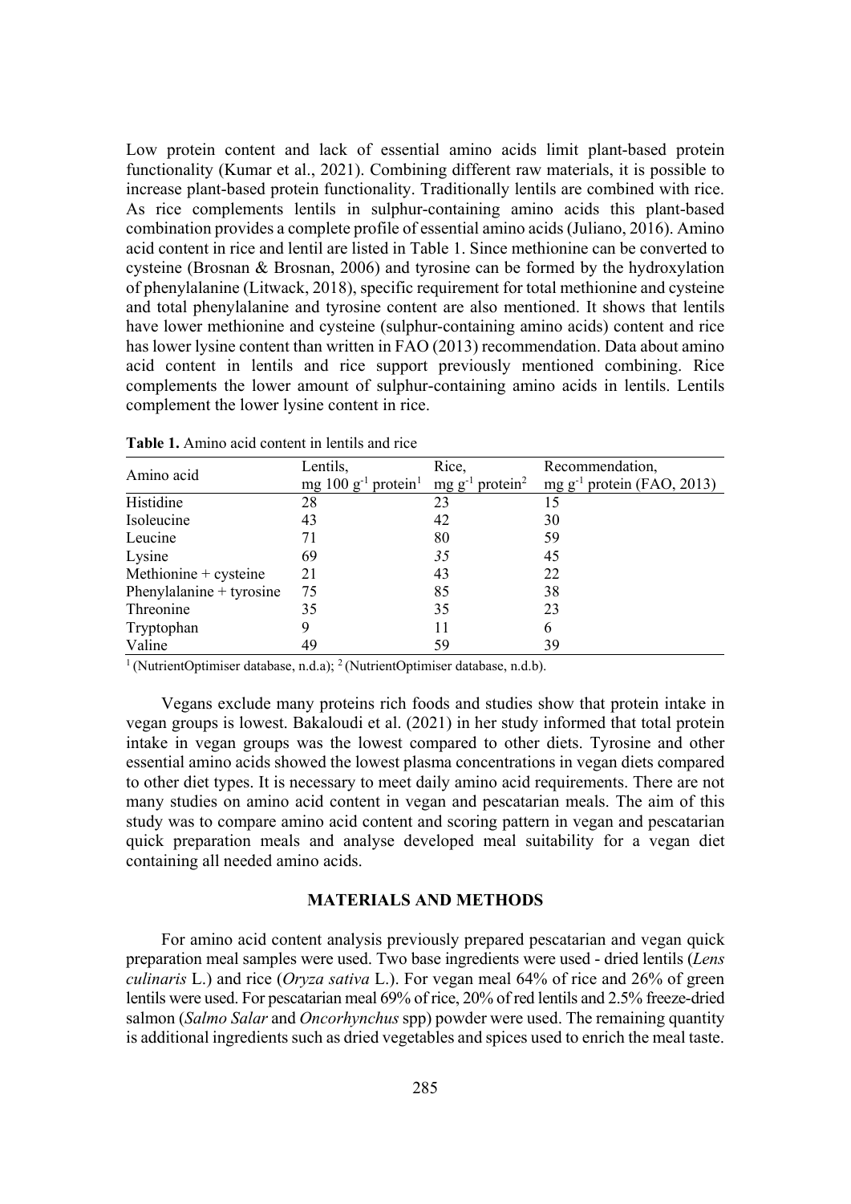Low protein content and lack of essential amino acids limit plant-based protein functionality (Kumar et al., 2021). Combining different raw materials, it is possible to increase plant-based protein functionality. Traditionally lentils are combined with rice. As rice complements lentils in sulphur-containing amino acids this plant-based combination provides a complete profile of essential amino acids (Juliano, 2016). Amino acid content in rice and lentil are listed in Table 1. Since methionine can be converted to cysteine (Brosnan & Brosnan, 2006) and tyrosine can be formed by the hydroxylation of phenylalanine (Litwack, 2018), specific requirement for total methionine and cysteine and total phenylalanine and tyrosine content are also mentioned. It shows that lentils have lower methionine and cysteine (sulphur-containing amino acids) content and rice has lower lysine content than written in FAO (2013) recommendation. Data about amino acid content in lentils and rice support previously mentioned combining. Rice complements the lower amount of sulphur-containing amino acids in lentils. Lentils complement the lower lysine content in rice.

**Table 1.** Amino acid content in lentils and rice

| Amino acid | Lentils, mg 100 $g^{-1}$ protein[1] | Rice, mg $g^{-1}$ protein[2] | Recommendation, mg $g^{-1}$ protein (FAO, 2013) |
|---|---|---|---|
| Histidine | 28 | 23 | 15 |
| Isoleucine | 43 | 42 | 30 |
| Leucine | 71 | 80 | 59 |
| Lysine | 69 | *35* | 45 |
| Methionine + cysteine | 21 | 43 | 22 |
| Phenylalanine + tyrosine | 75 | 85 | 38 |
| Threonine | 35 | 35 | 23 |
| Tryptophan | 9 | 11 | 6 |
| Valine | 49 | 59 | 39 |

[1] (NutrientOptimiser database, n.d.a); [2] (NutrientOptimiser database, n.d.b).

Vegans exclude many proteins rich foods and studies show that protein intake in vegan groups is lowest. Bakaloudi et al. (2021) in her study informed that total protein intake in vegan groups was the lowest compared to other diets. Tyrosine and other essential amino acids showed the lowest plasma concentrations in vegan diets compared to other diet types. It is necessary to meet daily amino acid requirements. There are not many studies on amino acid content in vegan and pescatarian meals. The aim of this study was to compare amino acid content and scoring pattern in vegan and pescatarian quick preparation meals and analyse developed meal suitability for a vegan diet containing all needed amino acids.

## MATERIALS AND METHODS

For amino acid content analysis previously prepared pescatarian and vegan quick preparation meal samples were used. Two base ingredients were used - dried lentils (*Lens culinaris* L.) and rice (*Oryza sativa* L.). For vegan meal 64% of rice and 26% of green lentils were used. For pescatarian meal 69% of rice, 20% of red lentils and 2.5% freeze-dried salmon (*Salmo Salar* and *Oncorhynchus* spp) powder were used. The remaining quantity is additional ingredients such as dried vegetables and spices used to enrich the meal taste.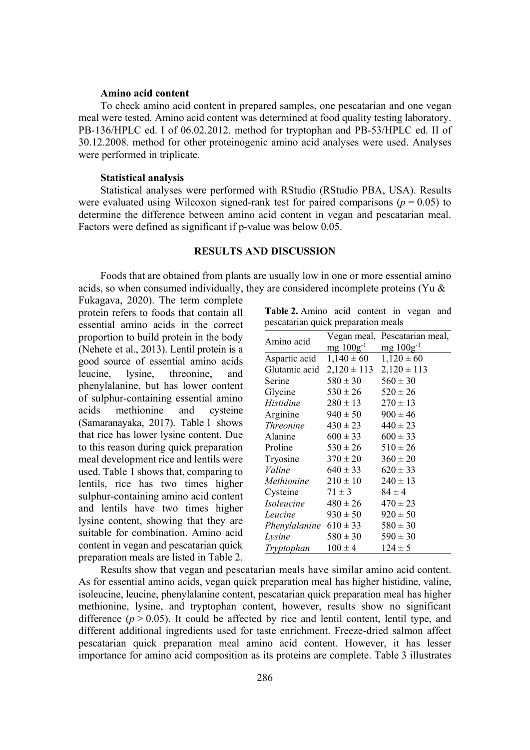#### Amino acid content

To check amino acid content in prepared samples, one pescatarian and one vegan meal were tested. Amino acid content was determined at food quality testing laboratory. PB-136/HPLC ed. I of 06.02.2012. method for tryptophan and PB-53/HPLC ed. II of 30.12.2008. method for other proteinogenic amino acid analyses were used. Analyses were performed in triplicate.

#### Statistical analysis

Statistical analyses were performed with RStudio (RStudio PBA, USA). Results were evaluated using Wilcoxon signed-rank test for paired comparisons ($p = 0.05$) to determine the difference between amino acid content in vegan and pescatarian meal. Factors were defined as significant if p-value was below 0.05.

## RESULTS AND DISCUSSION

Foods that are obtained from plants are usually low in one or more essential amino acids, so when consumed individually, they are considered incomplete proteins (Yu & Fukagava, 2020). The term complete protein refers to foods that contain all essential amino acids in the correct proportion to build protein in the body (Nehete et al., 2013). Lentil protein is a good source of essential amino acids leucine, lysine, threonine, and phenylalanine, but has lower content of sulphur-containing essential amino acids methionine and cysteine (Samaranayaka, 2017). Table 1 shows that rice has lower lysine content. Due to this reason during quick preparation meal development rice and lentils were used. Table 1 shows that, comparing to lentils, rice has two times higher sulphur-containing amino acid content and lentils have two times higher lysine content, showing that they are suitable for combination. Amino acid content in vegan and pescatarian quick preparation meals are listed in Table 2.

**Table 2.** Amino acid content in vegan and pescatarian quick preparation meals

| Amino acid | Vegan meal, mg $100g^{-1}$ | Pescatarian meal, mg $100g^{-1}$ |
|---|---|---|
| Aspartic acid | $1,140 \pm 60$ | $1,120 \pm 60$ |
| Glutamic acid | $2,120 \pm 113$ | $2,120 \pm 113$ |
| Serine | $580 \pm 30$ | $560 \pm 30$ |
| Glycine | $530 \pm 26$ | $520 \pm 26$ |
| *Histidine* | $280 \pm 13$ | $270 \pm 13$ |
| Arginine | $940 \pm 50$ | $900 \pm 46$ |
| *Threonine* | $430 \pm 23$ | $440 \pm 23$ |
| Alanine | $600 \pm 33$ | $600 \pm 33$ |
| Proline | $530 \pm 26$ | $510 \pm 26$ |
| Tryosine | $370 \pm 20$ | $360 \pm 20$ |
| *Valine* | $640 \pm 33$ | $620 \pm 33$ |
| *Methionine* | $210 \pm 10$ | $240 \pm 13$ |
| Cysteine | $71 \pm 3$ | $84 \pm 4$ |
| *Isoleucine* | $480 \pm 26$ | $470 \pm 23$ |
| *Leucine* | $930 \pm 50$ | $920 \pm 50$ |
| *Phenylalanine* | $610 \pm 33$ | $580 \pm 30$ |
| *Lysine* | $580 \pm 30$ | $590 \pm 30$ |
| *Tryptophan* | $100 \pm 4$ | $124 \pm 5$ |

Results show that vegan and pescatarian meals have similar amino acid content. As for essential amino acids, vegan quick preparation meal has higher histidine, valine, isoleucine, leucine, phenylalanine content, pescatarian quick preparation meal has higher methionine, lysine, and tryptophan content, however, results show no significant difference ($p > 0.05$). It could be affected by rice and lentil content, lentil type, and different additional ingredients used for taste enrichment. Freeze-dried salmon affect pescatarian quick preparation meal amino acid content. However, it has lesser importance for amino acid composition as its proteins are complete. Table 3 illustrates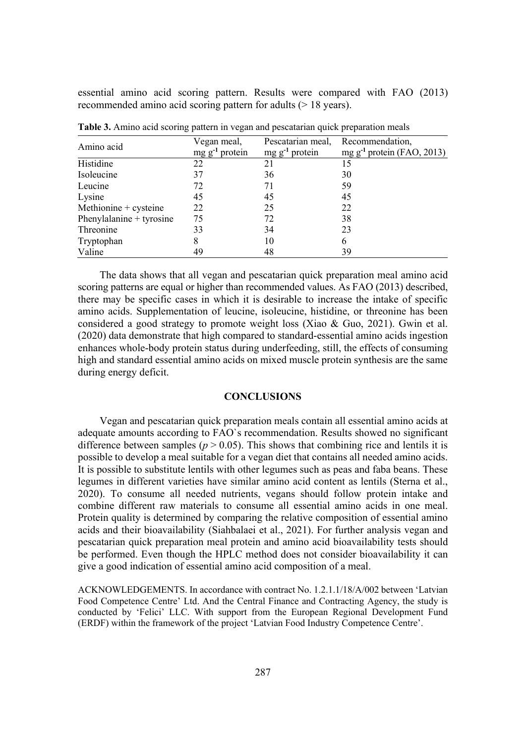essential amino acid scoring pattern. Results were compared with FAO (2013) recommended amino acid scoring pattern for adults (> 18 years).

**Table 3.** Amino acid scoring pattern in vegan and pescatarian quick preparation meals

| Amino acid | Vegan meal, mg $g^{-1}$ protein | Pescatarian meal, mg $g^{-1}$ protein | Recommendation, mg $g^{-1}$ protein (FAO, 2013) |
|---|---|---|---|
| Histidine | 22 | 21 | 15 |
| Isoleucine | 37 | 36 | 30 |
| Leucine | 72 | 71 | 59 |
| Lysine | 45 | 45 | 45 |
| Methionine + cysteine | 22 | 25 | 22 |
| Phenylalanine + tyrosine | 75 | 72 | 38 |
| Threonine | 33 | 34 | 23 |
| Tryptophan | 8 | 10 | 6 |
| Valine | 49 | 48 | 39 |

The data shows that all vegan and pescatarian quick preparation meal amino acid scoring patterns are equal or higher than recommended values. As FAO (2013) described, there may be specific cases in which it is desirable to increase the intake of specific amino acids. Supplementation of leucine, isoleucine, histidine, or threonine has been considered a good strategy to promote weight loss (Xiao & Guo, 2021). Gwin et al. (2020) data demonstrate that high compared to standard-essential amino acids ingestion enhances whole-body protein status during underfeeding, still, the effects of consuming high and standard essential amino acids on mixed muscle protein synthesis are the same during energy deficit.

## CONCLUSIONS

Vegan and pescatarian quick preparation meals contain all essential amino acids at adequate amounts according to FAO`s recommendation. Results showed no significant difference between samples ($p > 0.05$). This shows that combining rice and lentils it is possible to develop a meal suitable for a vegan diet that contains all needed amino acids. It is possible to substitute lentils with other legumes such as peas and faba beans. These legumes in different varieties have similar amino acid content as lentils (Sterna et al., 2020). To consume all needed nutrients, vegans should follow protein intake and combine different raw materials to consume all essential amino acids in one meal. Protein quality is determined by comparing the relative composition of essential amino acids and their bioavailability (Siahbalaei et al., 2021). For further analysis vegan and pescatarian quick preparation meal protein and amino acid bioavailability tests should be performed. Even though the HPLC method does not consider bioavailability it can give a good indication of essential amino acid composition of a meal.

ACKNOWLEDGEMENTS. In accordance with contract No. 1.2.1.1/18/A/002 between 'Latvian Food Competence Centre' Ltd. And the Central Finance and Contracting Agency, the study is conducted by 'Felici' LLC. With support from the European Regional Development Fund (ERDF) within the framework of the project 'Latvian Food Industry Competence Centre'.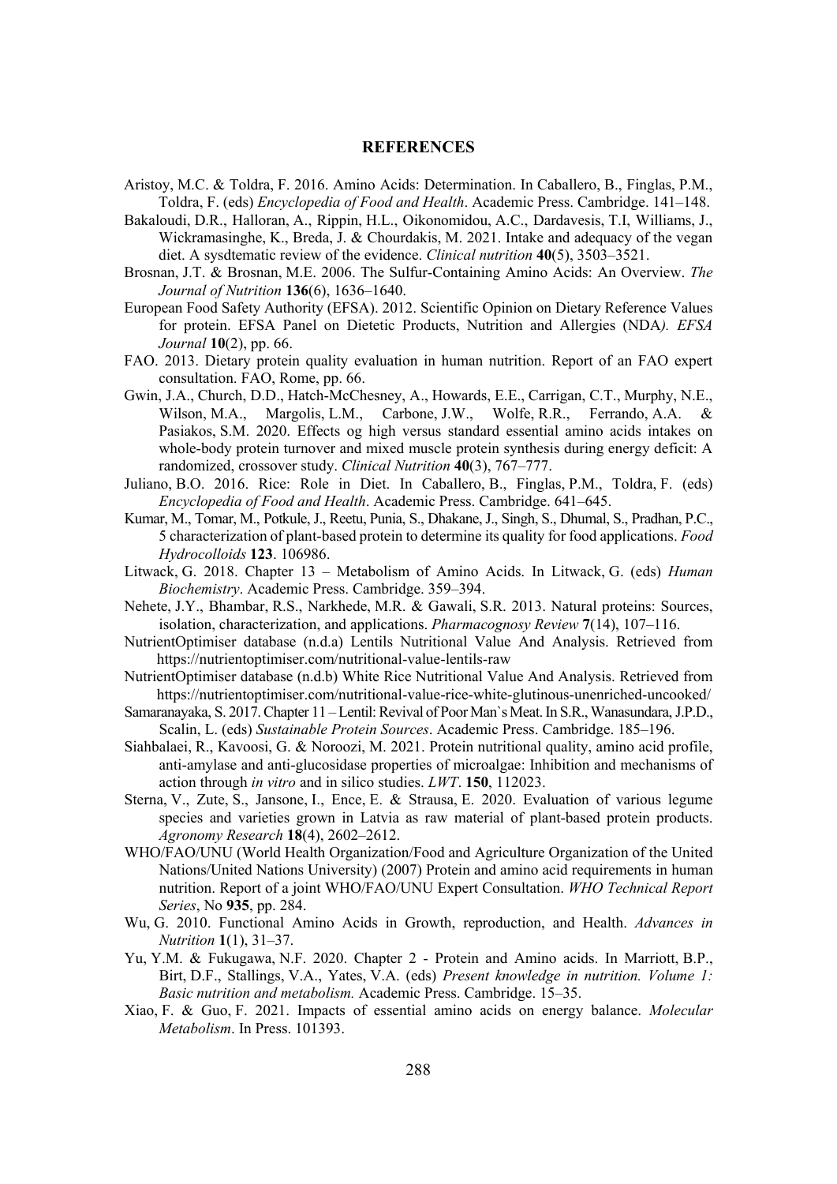## REFERENCES

Aristoy, M.C. & Toldra, F. 2016. Amino Acids: Determination. In Caballero, B., Finglas, P.M., Toldra, F. (eds) *Encyclopedia of Food and Health*. Academic Press. Cambridge. 141–148.

Bakaloudi, D.R., Halloran, A., Rippin, H.L., Oikonomidou, A.C., Dardavesis, T.I, Williams, J., Wickramasinghe, K., Breda, J. & Chourdakis, M. 2021. Intake and adequacy of the vegan diet. A sysdtematic review of the evidence. *Clinical nutrition* **40**(5), 3503–3521.

Brosnan, J.T. & Brosnan, M.E. 2006. The Sulfur-Containing Amino Acids: An Overview. *The Journal of Nutrition* **136**(6), 1636–1640.

European Food Safety Authority (EFSA). 2012. Scientific Opinion on Dietary Reference Values for protein. EFSA Panel on Dietetic Products, Nutrition and Allergies (NDA*). EFSA Journal* **10**(2), pp. 66.

FAO. 2013. Dietary protein quality evaluation in human nutrition. Report of an FAO expert consultation. FAO, Rome, pp. 66.

Gwin, J.A., Church, D.D., Hatch-McChesney, A., Howards, E.E., Carrigan, C.T., Murphy, N.E., Wilson, M.A., Margolis, L.M., Carbone, J.W., Wolfe, R.R., Ferrando, A.A. & Pasiakos, S.M. 2020. Effects og high versus standard essential amino acids intakes on whole-body protein turnover and mixed muscle protein synthesis during energy deficit: A randomized, crossover study. *Clinical Nutrition* **40**(3), 767–777.

Juliano, B.O. 2016. Rice: Role in Diet. In Caballero, B., Finglas, P.M., Toldra, F. (eds) *Encyclopedia of Food and Health*. Academic Press. Cambridge. 641–645.

Kumar, M., Tomar, M., Potkule, J., Reetu, Punia, S., Dhakane, J., Singh, S., Dhumal, S., Pradhan, P.C., 5 characterization of plant-based protein to determine its quality for food applications. *Food Hydrocolloids* **123**. 106986.

Litwack, G. 2018. Chapter 13 – Metabolism of Amino Acids. In Litwack, G. (eds) *Human Biochemistry*. Academic Press. Cambridge. 359–394.

Nehete, J.Y., Bhambar, R.S., Narkhede, M.R. & Gawali, S.R. 2013. Natural proteins: Sources, isolation, characterization, and applications. *Pharmacognosy Review* **7**(14), 107–116.

NutrientOptimiser database (n.d.a) Lentils Nutritional Value And Analysis. Retrieved from https://nutrientoptimiser.com/nutritional-value-lentils-raw

NutrientOptimiser database (n.d.b) White Rice Nutritional Value And Analysis. Retrieved from https://nutrientoptimiser.com/nutritional-value-rice-white-glutinous-unenriched-uncooked/

Samaranayaka, S. 2017. Chapter 11 – Lentil: Revival of Poor Man`s Meat. In S.R., Wanasundara, J.P.D., Scalin, L. (eds) *Sustainable Protein Sources*. Academic Press. Cambridge. 185–196.

Siahbalaei, R., Kavoosi, G. & Noroozi, M. 2021. Protein nutritional quality, amino acid profile, anti-amylase and anti-glucosidase properties of microalgae: Inhibition and mechanisms of action through *in vitro* and in silico studies. *LWT*. **150**, 112023.

Sterna, V., Zute, S., Jansone, I., Ence, E. & Strausa, E. 2020. Evaluation of various legume species and varieties grown in Latvia as raw material of plant-based protein products. *Agronomy Research* **18**(4), 2602–2612.

WHO/FAO/UNU (World Health Organization/Food and Agriculture Organization of the United Nations/United Nations University) (2007) Protein and amino acid requirements in human nutrition. Report of a joint WHO/FAO/UNU Expert Consultation. *WHO Technical Report Series*, No **935**, pp. 284.

Wu, G. 2010. Functional Amino Acids in Growth, reproduction, and Health. *Advances in Nutrition* **1**(1), 31–37.

Yu, Y.M. & Fukugawa, N.F. 2020. Chapter 2 - Protein and Amino acids. In Marriott, B.P., Birt, D.F., Stallings, V.A., Yates, V.A. (eds) *Present knowledge in nutrition. Volume 1: Basic nutrition and metabolism.* Academic Press. Cambridge. 15–35.

Xiao, F. & Guo, F. 2021. Impacts of essential amino acids on energy balance. *Molecular Metabolism*. In Press. 101393.